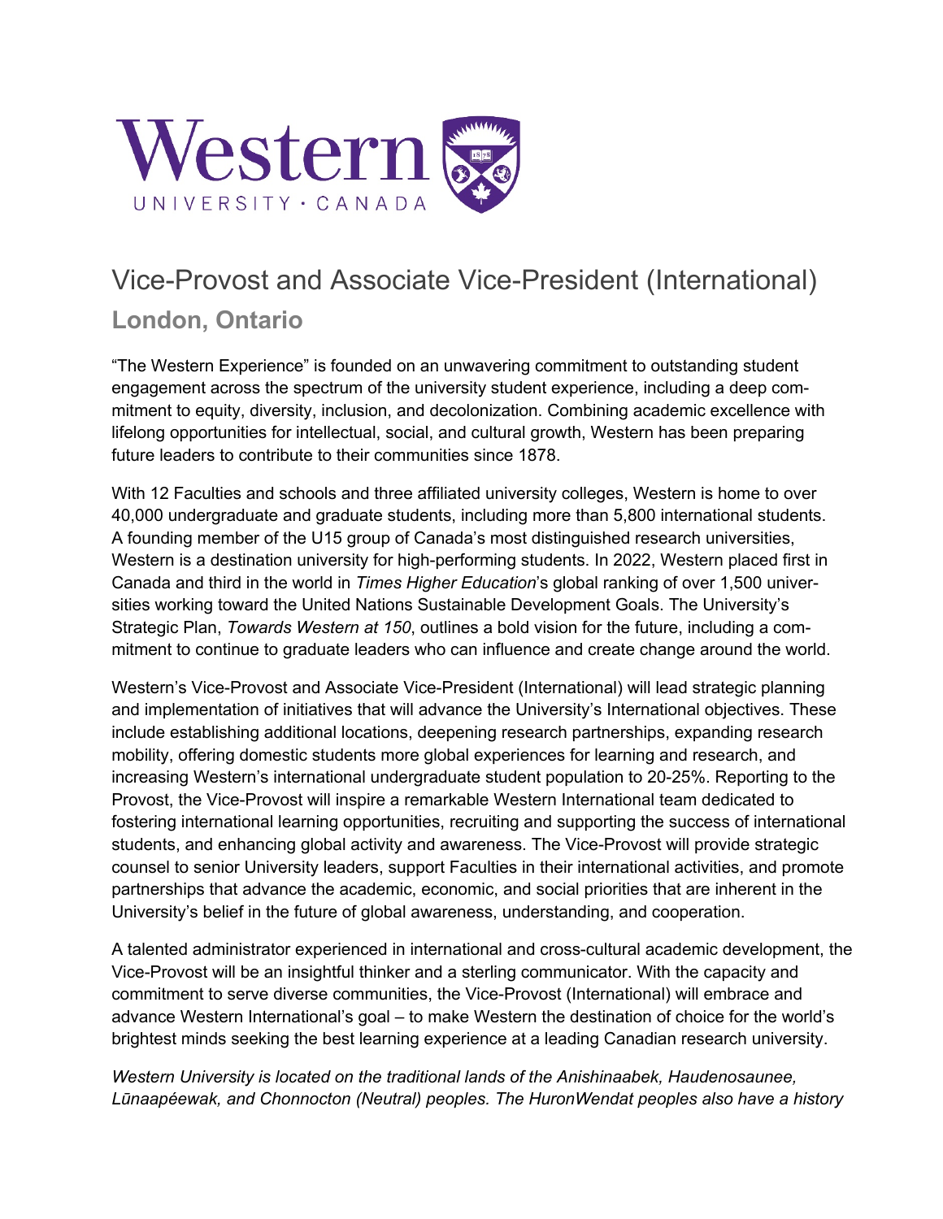# Vice-Provost and Associate Vice-President (International)

## London, Ontario

“The Western Experience” is founded on an unwavering commitment to outstanding student engagement across the spectrum of the university student experience, including a deep commitment to equity, diversity, inclusion, and decolonization. Combining academic excellence with lifelong opportunities for intellectual, social, and cultural growth, Western has been preparing future leaders to contribute to their communities since 1878.

With 12 Faculties and schools and three affiliated university colleges, Western is home to over 40,000 undergraduate and graduate students, including more than 5,800 international students. A founding member of the U15 group of Canada’s most distinguished research universities, Western is a destination university for high-performing students. In 2022, Western placed first in Canada and third in the world in *Times Higher Education*’s global ranking of over 1,500 universities working toward the United Nations Sustainable Development Goals. The University’s Strategic Plan, *Towards Western at 150*, outlines a bold vision for the future, including a commitment to continue to graduate leaders who can influence and create change around the world.

Western’s Vice-Provost and Associate Vice-President (International) will lead strategic planning and implementation of initiatives that will advance the University’s International objectives. These include establishing additional locations, deepening research partnerships, expanding research mobility, offering domestic students more global experiences for learning and research, and increasing Western’s international undergraduate student population to 20-25%. Reporting to the Provost, the Vice-Provost will inspire a remarkable Western International team dedicated to fostering international learning opportunities, recruiting and supporting the success of international students, and enhancing global activity and awareness. The Vice-Provost will provide strategic counsel to senior University leaders, support Faculties in their international activities, and promote partnerships that advance the academic, economic, and social priorities that are inherent in the University’s belief in the future of global awareness, understanding, and cooperation.

A talented administrator experienced in international and cross-cultural academic development, the Vice-Provost will be an insightful thinker and a sterling communicator. With the capacity and commitment to serve diverse communities, the Vice-Provost (International) will embrace and advance Western International’s goal – to make Western the destination of choice for the world’s brightest minds seeking the best learning experience at a leading Canadian research university.

*Western University is located on the traditional lands of the Anishinaabek, Haudenosaunee, Lūnaapéewak, and Chonnocton (Neutral) peoples. The HuronWendat peoples also have a history*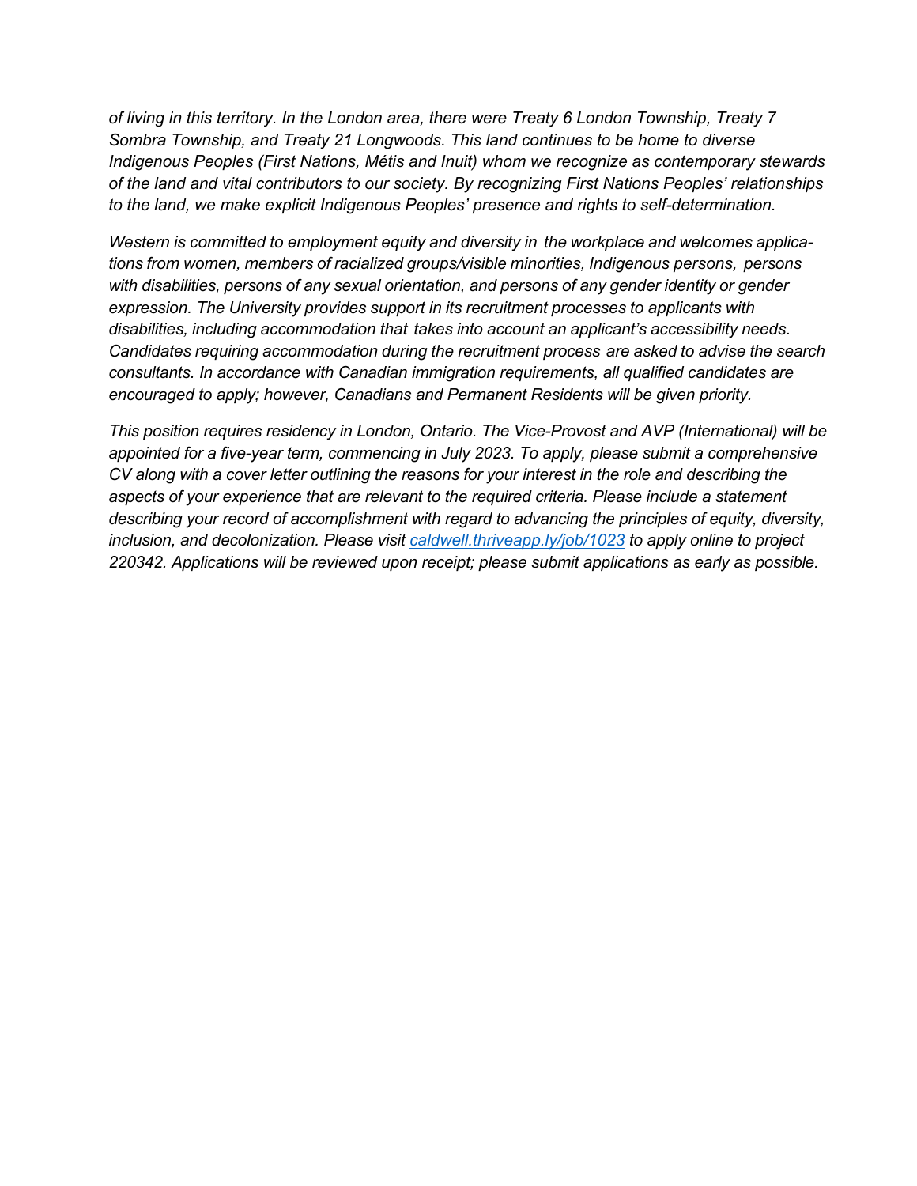*of living in this territory. In the London area, there were Treaty 6 London Township, Treaty 7 Sombra Township, and Treaty 21 Longwoods. This land continues to be home to diverse Indigenous Peoples (First Nations, Métis and Inuit) whom we recognize as contemporary stewards of the land and vital contributors to our society. By recognizing First Nations Peoples' relationships to the land, we make explicit Indigenous Peoples' presence and rights to self-determination.*

*Western is committed to employment equity and diversity in the workplace and welcomes applications from women, members of racialized groups/visible minorities, Indigenous persons, persons with disabilities, persons of any sexual orientation, and persons of any gender identity or gender expression. The University provides support in its recruitment processes to applicants with disabilities, including accommodation that takes into account an applicant's accessibility needs. Candidates requiring accommodation during the recruitment process are asked to advise the search consultants. In accordance with Canadian immigration requirements, all qualified candidates are encouraged to apply; however, Canadians and Permanent Residents will be given priority.*

*This position requires residency in London, Ontario. The Vice-Provost and AVP (International) will be appointed for a five-year term, commencing in July 2023. To apply, please submit a comprehensive CV along with a cover letter outlining the reasons for your interest in the role and describing the aspects of your experience that are relevant to the required criteria. Please include a statement describing your record of accomplishment with regard to advancing the principles of equity, diversity, inclusion, and decolonization. Please visit [caldwell.thriveapp.ly/job/1023](caldwell.thriveapp.ly/job/1023) to apply online to project 220342. Applications will be reviewed upon receipt; please submit applications as early as possible.*